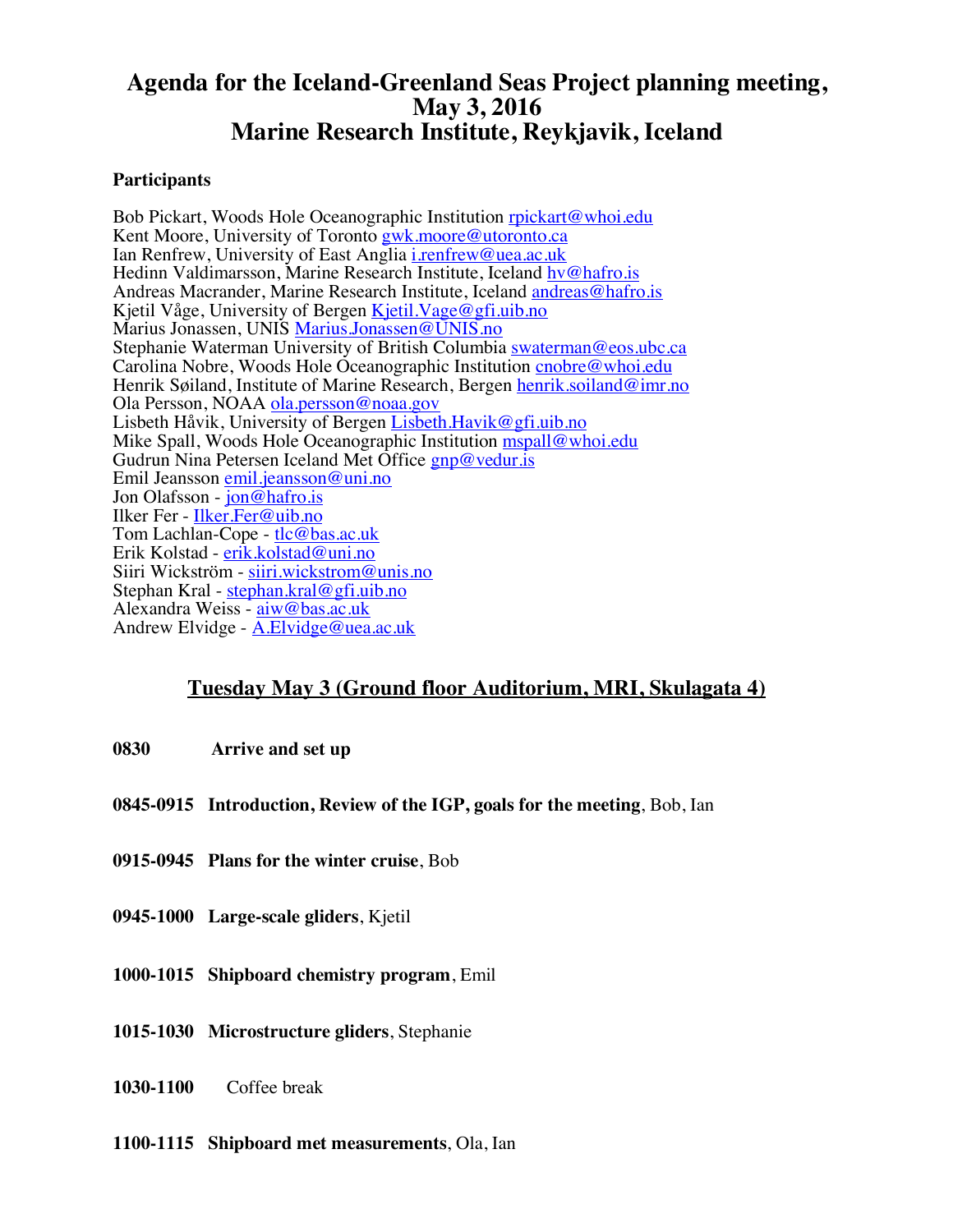# Agenda for the Iceland-Greenland Seas Project planning meeting, May 3, 2016
# Marine Research Institute, Reykjavik, Iceland

### Participants

Bob Pickart, Woods Hole Oceanographic Institution rpickart@whoi.edu
Kent Moore, University of Toronto gwk.moore@utoronto.ca
Ian Renfrew, University of East Anglia i.renfrew@uea.ac.uk
Hedinn Valdimarsson, Marine Research Institute, Iceland hv@hafro.is
Andreas Macrander, Marine Research Institute, Iceland andreas@hafro.is
Kjetil Våge, University of Bergen Kjetil.Vage@gfi.uib.no
Marius Jonassen, UNIS Marius.Jonassen@UNIS.no
Stephanie Waterman University of British Columbia swaterman@eos.ubc.ca
Carolina Nobre, Woods Hole Oceanographic Institution cnobre@whoi.edu
Henrik Søiland, Institute of Marine Research, Bergen henrik.soiland@imr.no
Ola Persson, NOAA ola.persson@noaa.gov
Lisbeth Håvik, University of Bergen Lisbeth.Havik@gfi.uib.no
Mike Spall, Woods Hole Oceanographic Institution mspall@whoi.edu
Gudrun Nina Petersen Iceland Met Office gnp@vedur.is
Emil Jeansson emil.jeansson@uni.no
Jon Olafsson - jon@hafro.is
Ilker Fer - Ilker.Fer@uib.no
Tom Lachlan-Cope - tlc@bas.ac.uk
Erik Kolstad - erik.kolstad@uni.no
Siiri Wickström - siiri.wickstrom@unis.no
Stephan Kral - stephan.kral@gfi.uib.no
Alexandra Weiss - aiw@bas.ac.uk
Andrew Elvidge - A.Elvidge@uea.ac.uk

## Tuesday May 3 (Ground floor Auditorium, MRI, Skulagata 4)

**0830** **Arrive and set up**

**0845-0915** **Introduction, Review of the IGP, goals for the meeting**, Bob, Ian

**0915-0945** **Plans for the winter cruise**, Bob

**0945-1000** **Large-scale gliders**, Kjetil

**1000-1015** **Shipboard chemistry program**, Emil

**1015-1030** **Microstructure gliders**, Stephanie

**1030-1100** Coffee break

**1100-1115** **Shipboard met measurements**, Ola, Ian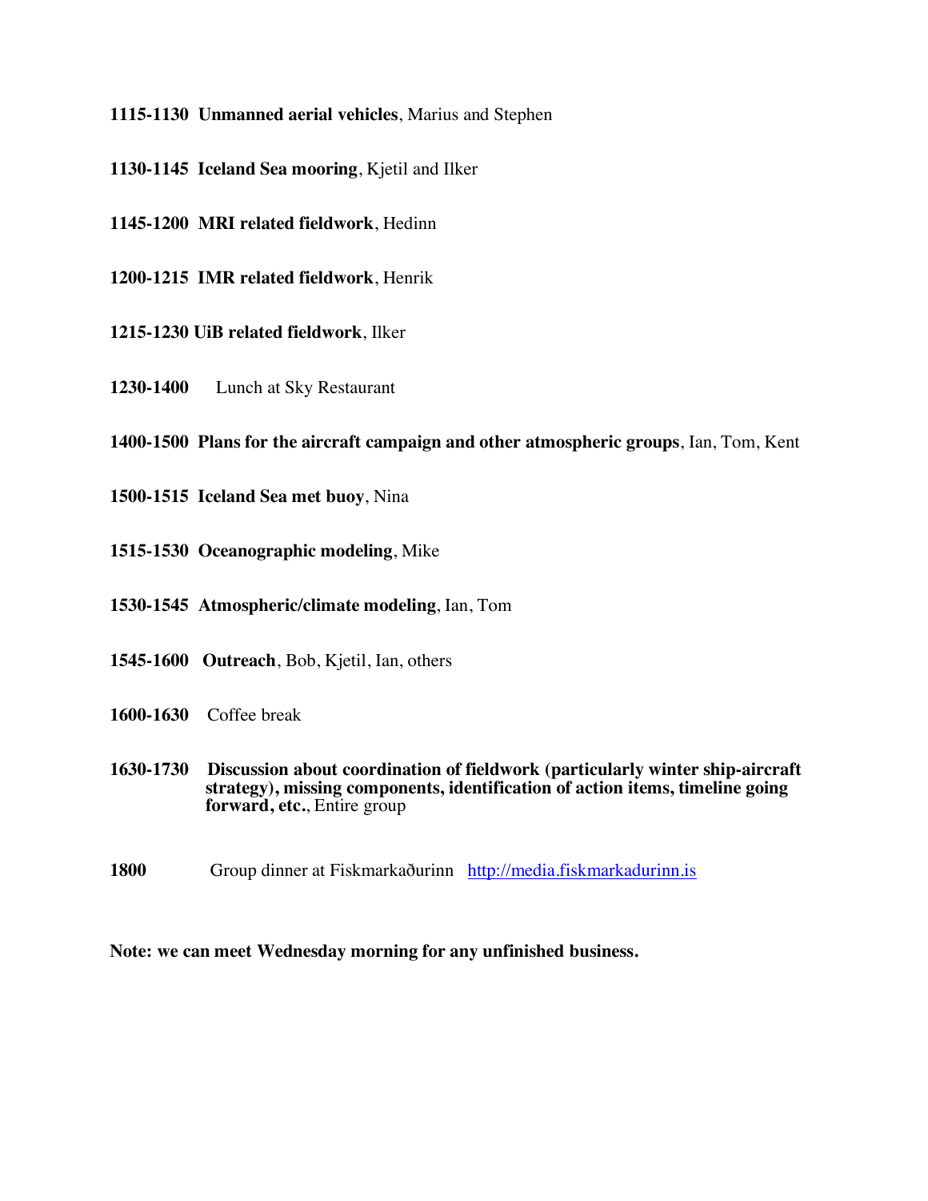**1115-1130 Unmanned aerial vehicles**, Marius and Stephen

**1130-1145 Iceland Sea mooring**, Kjetil and Ilker

**1145-1200 MRI related fieldwork**, Hedinn

**1200-1215 IMR related fieldwork**, Henrik

**1215-1230 UiB related fieldwork**, Ilker

**1230-1400** Lunch at Sky Restaurant

**1400-1500 Plans for the aircraft campaign and other atmospheric groups**, Ian, Tom, Kent

**1500-1515 Iceland Sea met buoy**, Nina

**1515-1530 Oceanographic modeling**, Mike

**1530-1545 Atmospheric/climate modeling**, Ian, Tom

**1545-1600 Outreach**, Bob, Kjetil, Ian, others

**1600-1630** Coffee break

**1630-1730 Discussion about coordination of fieldwork (particularly winter ship-aircraft strategy), missing components, identification of action items, timeline going forward, etc.**, Entire group

**1800** Group dinner at Fiskmarkaðurinn [http://media.fiskmarkadurinn.is](http://media.fiskmarkadurinn.is)

**Note: we can meet Wednesday morning for any unfinished business.**